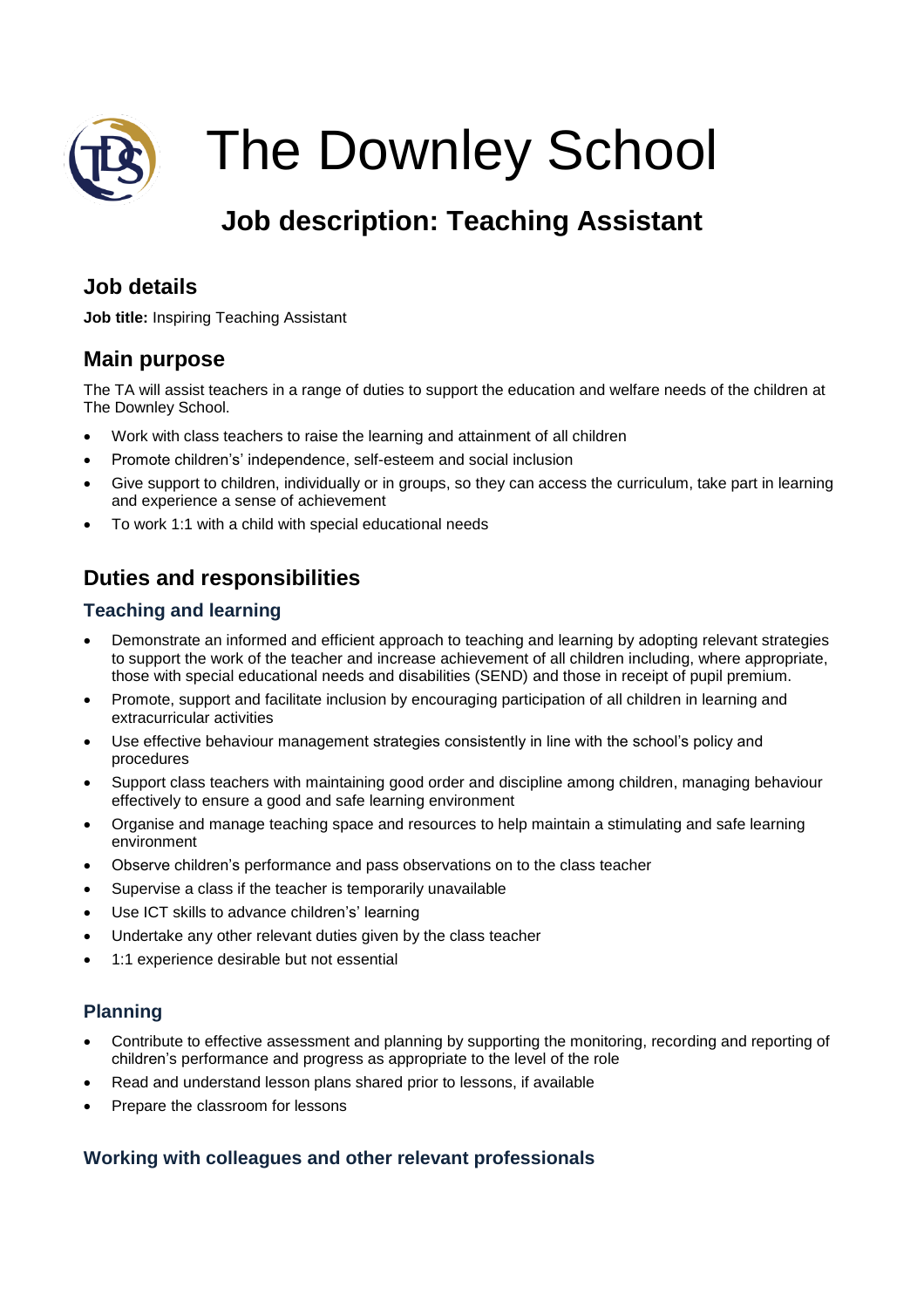# The Downley School

## Job description: Teaching Assistant

### Job details

**Job title:** Inspiring Teaching Assistant

### Main purpose

The TA will assist teachers in a range of duties to support the education and welfare needs of the children at The Downley School.

- Work with class teachers to raise the learning and attainment of all children
- Promote children's' independence, self-esteem and social inclusion
- Give support to children, individually or in groups, so they can access the curriculum, take part in learning and experience a sense of achievement
- To work 1:1 with a child with special educational needs

### Duties and responsibilities

#### Teaching and learning

- Demonstrate an informed and efficient approach to teaching and learning by adopting relevant strategies to support the work of the teacher and increase achievement of all children including, where appropriate, those with special educational needs and disabilities (SEND) and those in receipt of pupil premium.
- Promote, support and facilitate inclusion by encouraging participation of all children in learning and extracurricular activities
- Use effective behaviour management strategies consistently in line with the school's policy and procedures
- Support class teachers with maintaining good order and discipline among children, managing behaviour effectively to ensure a good and safe learning environment
- Organise and manage teaching space and resources to help maintain a stimulating and safe learning environment
- Observe children's performance and pass observations on to the class teacher
- Supervise a class if the teacher is temporarily unavailable
- Use ICT skills to advance children's' learning
- Undertake any other relevant duties given by the class teacher
- 1:1 experience desirable but not essential

#### Planning

- Contribute to effective assessment and planning by supporting the monitoring, recording and reporting of children's performance and progress as appropriate to the level of the role
- Read and understand lesson plans shared prior to lessons, if available
- Prepare the classroom for lessons

#### Working with colleagues and other relevant professionals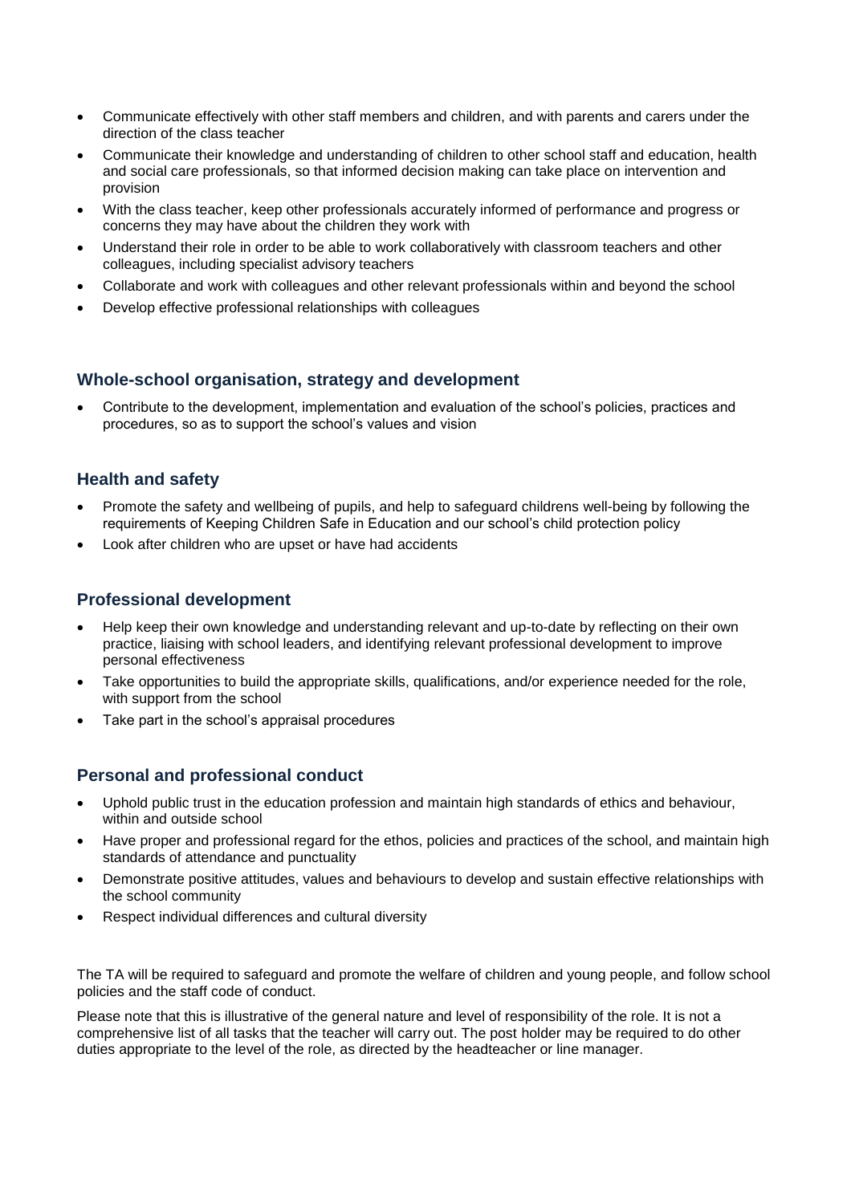- Communicate effectively with other staff members and children, and with parents and carers under the direction of the class teacher
- Communicate their knowledge and understanding of children to other school staff and education, health and social care professionals, so that informed decision making can take place on intervention and provision
- With the class teacher, keep other professionals accurately informed of performance and progress or concerns they may have about the children they work with
- Understand their role in order to be able to work collaboratively with classroom teachers and other colleagues, including specialist advisory teachers
- Collaborate and work with colleagues and other relevant professionals within and beyond the school
- Develop effective professional relationships with colleagues

## Whole-school organisation, strategy and development

- Contribute to the development, implementation and evaluation of the school's policies, practices and procedures, so as to support the school's values and vision

## Health and safety

- Promote the safety and wellbeing of pupils, and help to safeguard childrens well-being by following the requirements of Keeping Children Safe in Education and our school's child protection policy
- Look after children who are upset or have had accidents

## Professional development

- Help keep their own knowledge and understanding relevant and up-to-date by reflecting on their own practice, liaising with school leaders, and identifying relevant professional development to improve personal effectiveness
- Take opportunities to build the appropriate skills, qualifications, and/or experience needed for the role, with support from the school
- Take part in the school's appraisal procedures

## Personal and professional conduct

- Uphold public trust in the education profession and maintain high standards of ethics and behaviour, within and outside school
- Have proper and professional regard for the ethos, policies and practices of the school, and maintain high standards of attendance and punctuality
- Demonstrate positive attitudes, values and behaviours to develop and sustain effective relationships with the school community
- Respect individual differences and cultural diversity

The TA will be required to safeguard and promote the welfare of children and young people, and follow school policies and the staff code of conduct.

Please note that this is illustrative of the general nature and level of responsibility of the role. It is not a comprehensive list of all tasks that the teacher will carry out. The post holder may be required to do other duties appropriate to the level of the role, as directed by the headteacher or line manager.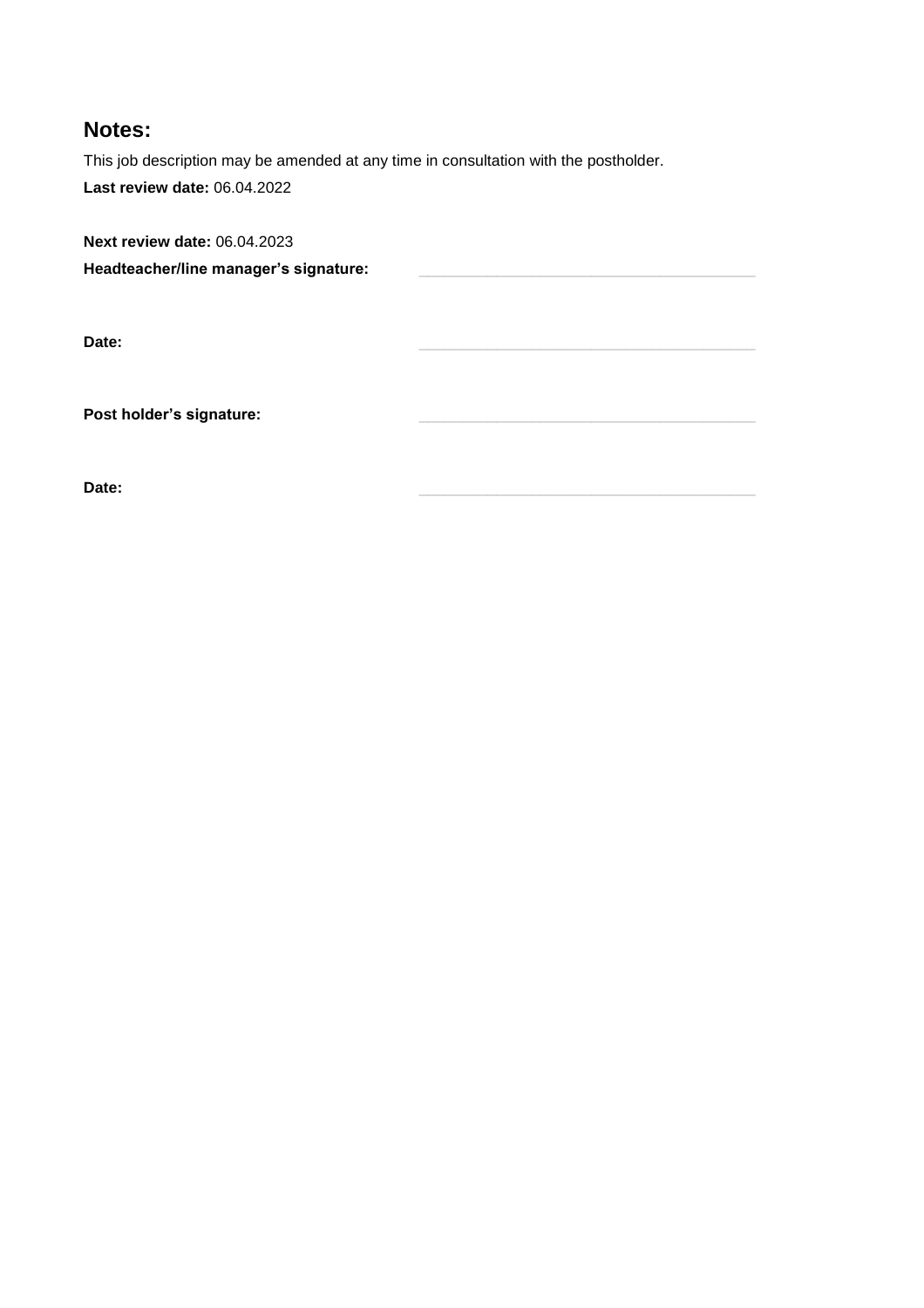## Notes:

This job description may be amended at any time in consultation with the postholder.

**Last review date:** 06.04.2022

**Next review date:** 06.04.2023

**Headteacher/line manager's signature:** \_\_\_\_\_\_\_\_\_\_\_\_\_\_\_\_\_\_\_\_\_\_\_\_\_\_\_\_\_\_\_\_\_\_\_\_\_\_\_\_

**Date:** \_\_\_\_\_\_\_\_\_\_\_\_\_\_\_\_\_\_\_\_\_\_\_\_\_\_\_\_\_\_\_\_\_\_\_\_\_\_\_\_

**Post holder's signature:** \_\_\_\_\_\_\_\_\_\_\_\_\_\_\_\_\_\_\_\_\_\_\_\_\_\_\_\_\_\_\_\_\_\_\_\_\_\_\_\_

**Date:** \_\_\_\_\_\_\_\_\_\_\_\_\_\_\_\_\_\_\_\_\_\_\_\_\_\_\_\_\_\_\_\_\_\_\_\_\_\_\_\_